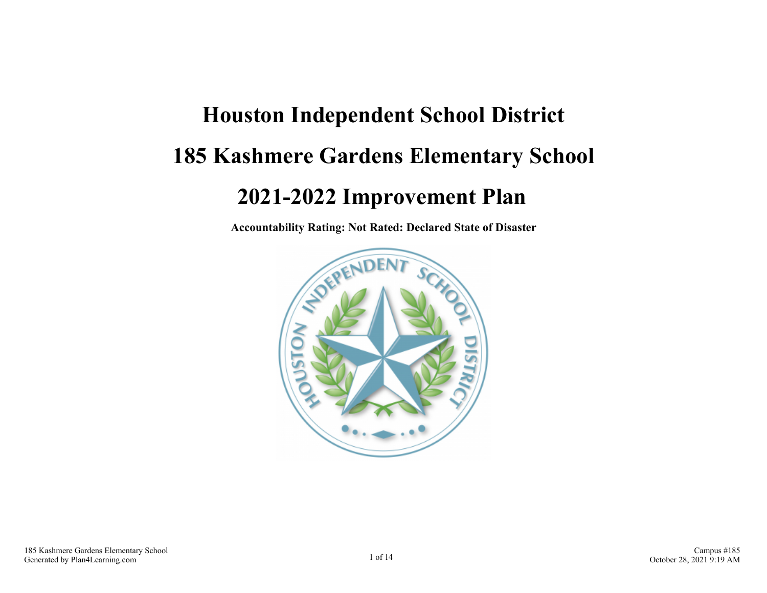# Houston Independent School District

# 185 Kashmere Gardens Elementary School

# 2021-2022 Improvement Plan

**Accountability Rating: Not Rated: Declared State of Disaster**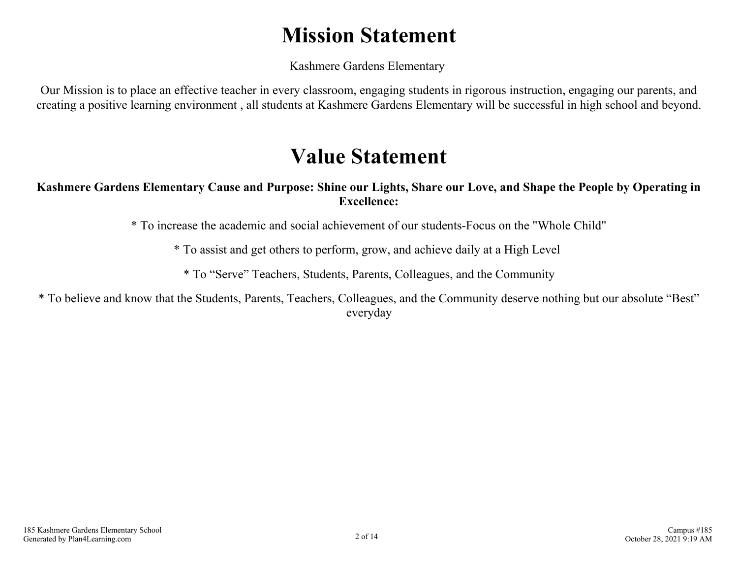# Mission Statement

Kashmere Gardens Elementary

Our Mission is to place an effective teacher in every classroom, engaging students in rigorous instruction, engaging our parents, and creating a positive learning environment , all students at Kashmere Gardens Elementary will be successful in high school and beyond.

# Value Statement

**Kashmere Gardens Elementary Cause and Purpose: Shine our Lights, Share our Love, and Shape the People by Operating in Excellence:**

* To increase the academic and social achievement of our students-Focus on the "Whole Child"

* To assist and get others to perform, grow, and achieve daily at a High Level

* To “Serve” Teachers, Students, Parents, Colleagues, and the Community

* To believe and know that the Students, Parents, Teachers, Colleagues, and the Community deserve nothing but our absolute “Best” everyday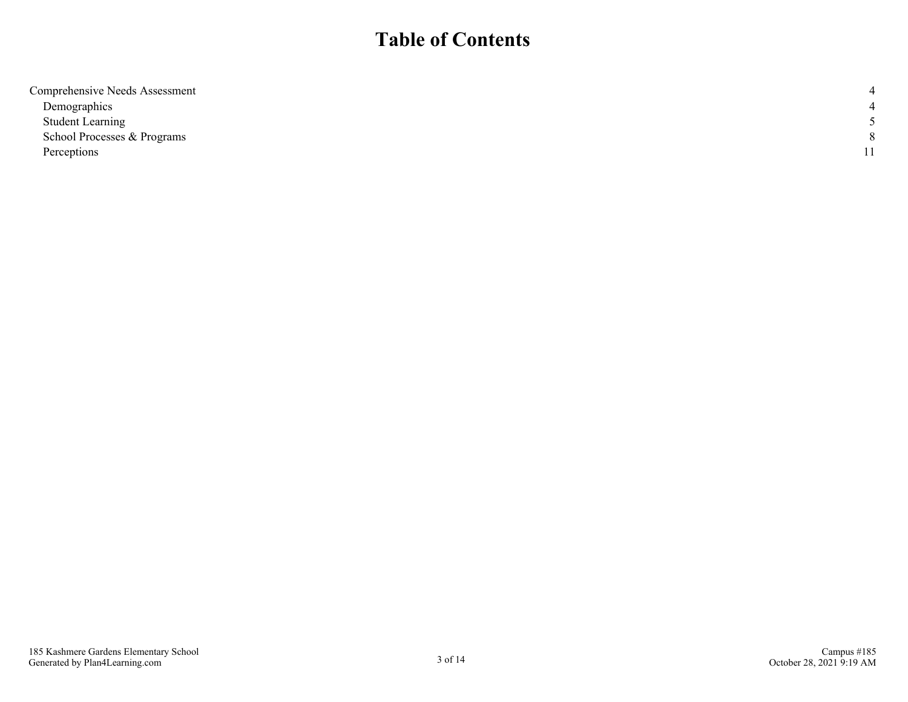# Table of Contents

| | |
|---|---:|
| Comprehensive Needs Assessment | 4 |
| &nbsp;&nbsp;&nbsp;&nbsp;Demographics | 4 |
| &nbsp;&nbsp;&nbsp;&nbsp;Student Learning | 5 |
| &nbsp;&nbsp;&nbsp;&nbsp;School Processes & Programs | 8 |
| &nbsp;&nbsp;&nbsp;&nbsp;Perceptions | 11 |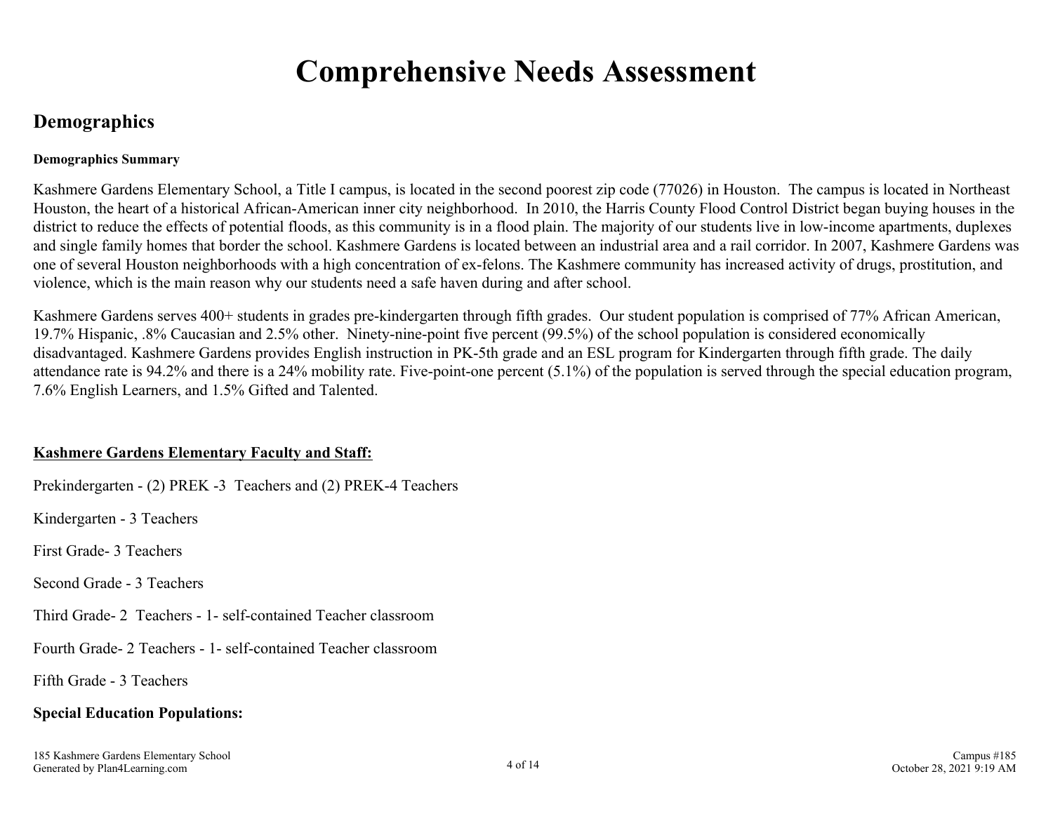# Comprehensive Needs Assessment

## Demographics

**Demographics Summary**

Kashmere Gardens Elementary School, a Title I campus, is located in the second poorest zip code (77026) in Houston. The campus is located in Northeast Houston, the heart of a historical African-American inner city neighborhood. In 2010, the Harris County Flood Control District began buying houses in the district to reduce the effects of potential floods, as this community is in a flood plain. The majority of our students live in low-income apartments, duplexes and single family homes that border the school. Kashmere Gardens is located between an industrial area and a rail corridor. In 2007, Kashmere Gardens was one of several Houston neighborhoods with a high concentration of ex-felons. The Kashmere community has increased activity of drugs, prostitution, and violence, which is the main reason why our students need a safe haven during and after school.

Kashmere Gardens serves 400+ students in grades pre-kindergarten through fifth grades. Our student population is comprised of 77% African American, 19.7% Hispanic, .8% Caucasian and 2.5% other. Ninety-nine-point five percent (99.5%) of the school population is considered economically disadvantaged. Kashmere Gardens provides English instruction in PK-5th grade and an ESL program for Kindergarten through fifth grade. The daily attendance rate is 94.2% and there is a 24% mobility rate. Five-point-one percent (5.1%) of the population is served through the special education program, 7.6% English Learners, and 1.5% Gifted and Talented.

**<u>Kashmere Gardens Elementary Faculty and Staff:</u>**

Prekindergarten - (2) PREK -3 Teachers and (2) PREK-4 Teachers

Kindergarten - 3 Teachers

First Grade- 3 Teachers

Second Grade - 3 Teachers

Third Grade- 2 Teachers - 1- self-contained Teacher classroom

Fourth Grade- 2 Teachers - 1- self-contained Teacher classroom

Fifth Grade - 3 Teachers

**Special Education Populations:**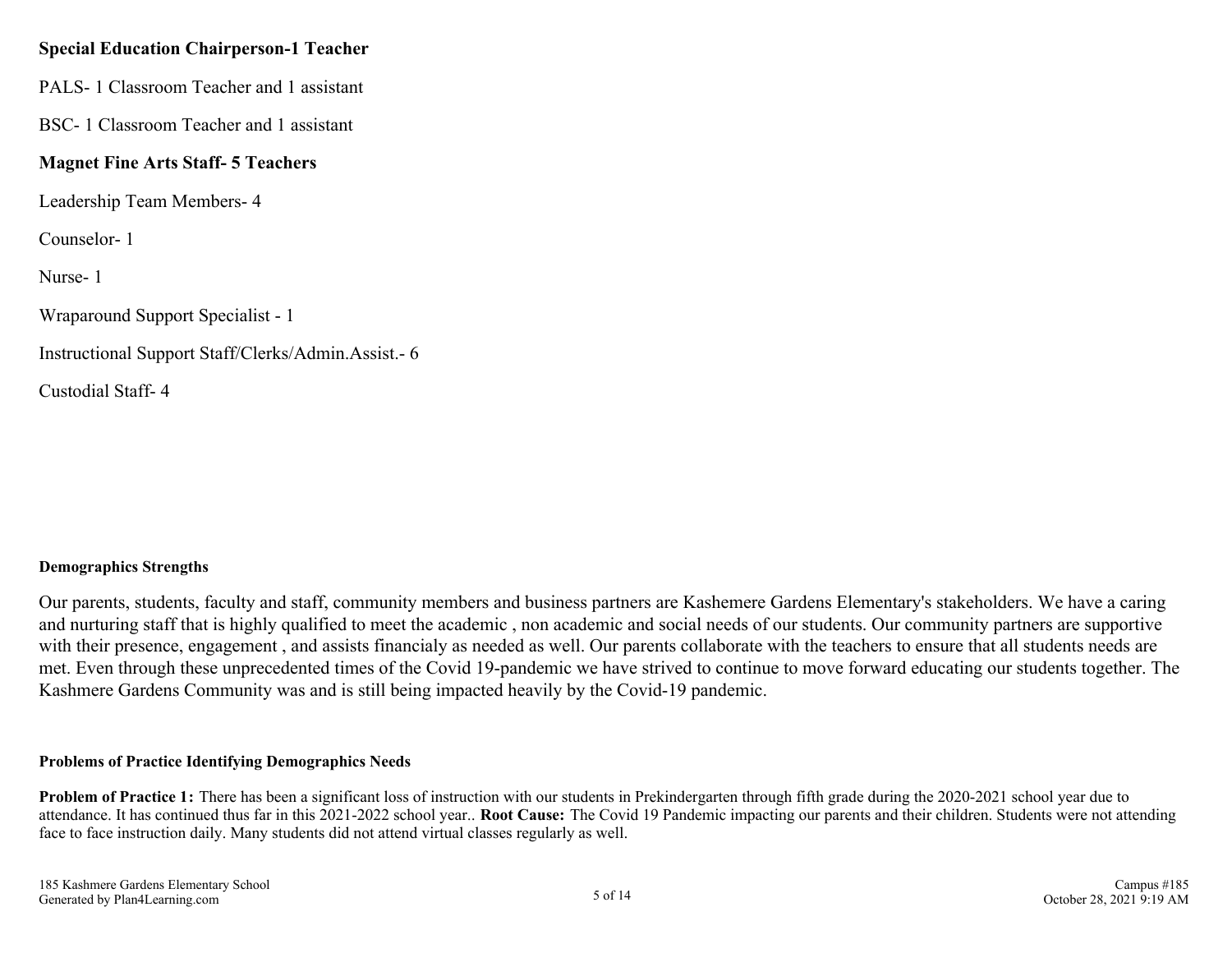**Special Education Chairperson-1 Teacher**

PALS- 1 Classroom Teacher and 1 assistant

BSC- 1 Classroom Teacher and 1 assistant

**Magnet Fine Arts Staff- 5 Teachers**

Leadership Team Members- 4

Counselor- 1

Nurse- 1

Wraparound Support Specialist - 1

Instructional Support Staff/Clerks/Admin.Assist.- 6

Custodial Staff- 4

### Demographics Strengths

Our parents, students, faculty and staff, community members and business partners are Kashemere Gardens Elementary's stakeholders. We have a caring and nurturing staff that is highly qualified to meet the academic , non academic and social needs of our students. Our community partners are supportive with their presence, engagement , and assists financialy as needed as well. Our parents collaborate with the teachers to ensure that all students needs are met. Even through these unprecedented times of the Covid 19-pandemic we have strived to continue to move forward educating our students together. The Kashmere Gardens Community was and is still being impacted heavily by the Covid-19 pandemic.

### Problems of Practice Identifying Demographics Needs

**Problem of Practice 1:** There has been a significant loss of instruction with our students in Prekindergarten through fifth grade during the 2020-2021 school year due to attendance. It has continued thus far in this 2021-2022 school year.. **Root Cause:** The Covid 19 Pandemic impacting our parents and their children. Students were not attending face to face instruction daily. Many students did not attend virtual classes regularly as well.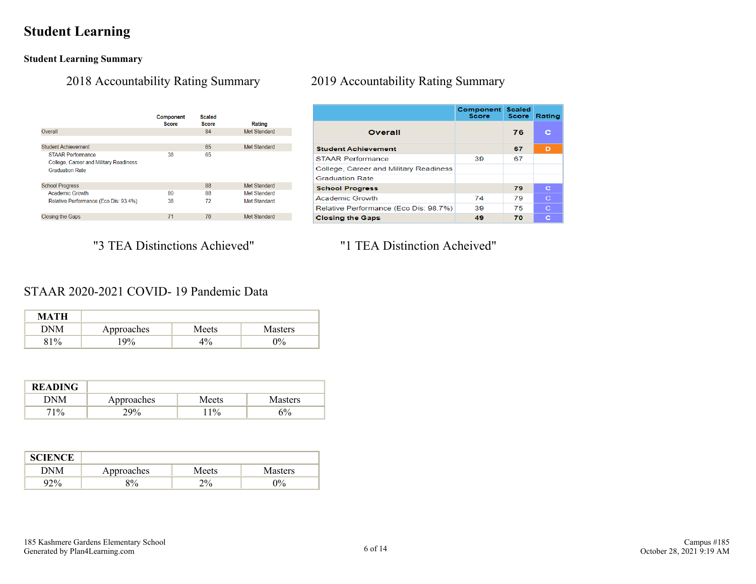# Student Learning

## Student Learning Summary

### 2018 Accountability Rating Summary

| | Component Score | Scaled Score | Rating |
|---|---|---|---|
| Overall | | 84 | Met Standard |
| Student Achievement | | 65 | Met Standard |
| STAAR Performance | 38 | 65 | |
| College, Career and Military Readiness | | | |
| Graduation Rate | | | |
| School Progress | | 88 | Met Standard |
| Academic Growth | 80 | 88 | Met Standard |
| Relative Performance (Eco Dis: 93.4%) | 38 | 72 | Met Standard |
| Closing the Gaps | 71 | 76 | Met Standard |

"3 TEA Distinctions Achieved"

### 2019 Accountability Rating Summary

| | Component Score | Scaled Score | Rating |
|---|---|---|---|
| **Overall** | | **76** | **C** |
| **Student Achievement** | | **67** | **D** |
| STAAR Performance | 39 | 67 | |
| College, Career and Military Readiness | | | |
| Graduation Rate | | | |
| **School Progress** | | **79** | **C** |
| Academic Growth | 74 | 79 | C |
| Relative Performance (Eco Dis: 98.7%) | 39 | 75 | C |
| **Closing the Gaps** | **49** | **70** | **C** |

"1 TEA Distinction Acheived"

### STAAR 2020-2021 COVID- 19 Pandemic Data

| **MATH** | | | |
|---|---|---|---|
| DNM | Approaches | Meets | Masters |
| 81% | 19% | 4% | 0% |

| **READING** | | | |
|---|---|---|---|
| DNM | Approaches | Meets | Masters |
| 71% | 29% | 11% | 6% |

| **SCIENCE** | | | |
|---|---|---|---|
| DNM | Approaches | Meets | Masters |
| 92% | 8% | 2% | 0% |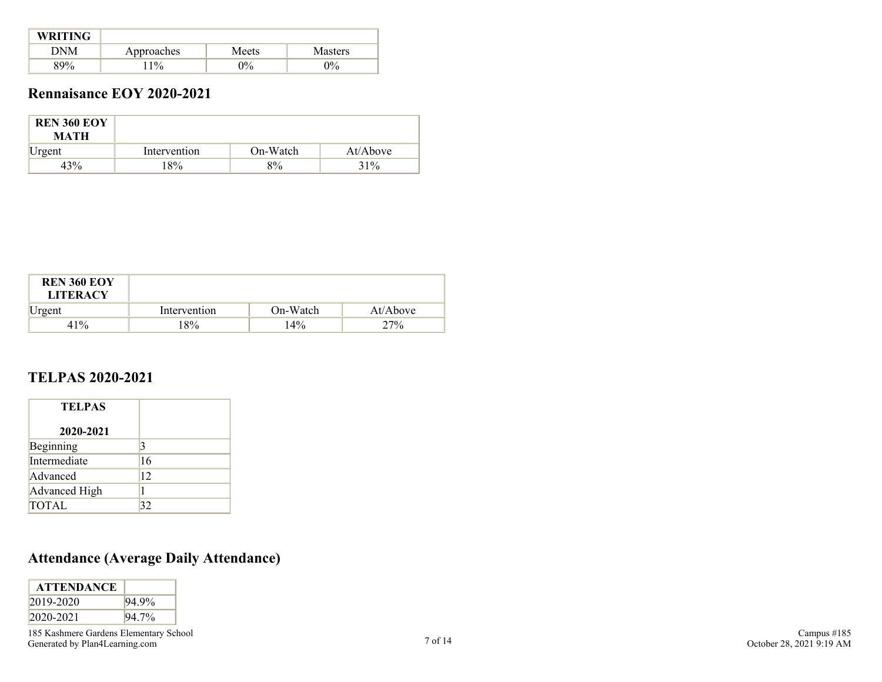| WRITING | | | |
|---|---|---|---|
| DNM | Approaches | Meets | Masters |
| 89% | 11% | 0% | 0% |

## Rennaisance EOY 2020-2021

| REN 360 EOY MATH | | | |
|---|---|---|---|
| Urgent | Intervention | On-Watch | At/Above |
| 43% | 18% | 8% | 31% |

| REN 360 EOY LITERACY | | | |
|---|---|---|---|
| Urgent | Intervention | On-Watch | At/Above |
| 41% | 18% | 14% | 27% |

## TELPAS 2020-2021

| TELPAS 2020-2021 | |
|---|---|
| Beginning | 3 |
| Intermediate | 16 |
| Advanced | 12 |
| Advanced High | 1 |
| TOTAL | 32 |

## Attendance (Average Daily Attendance)

| ATTENDANCE | |
|---|---|
| 2019-2020 | 94.9% |
| 2020-2021 | 94.7% |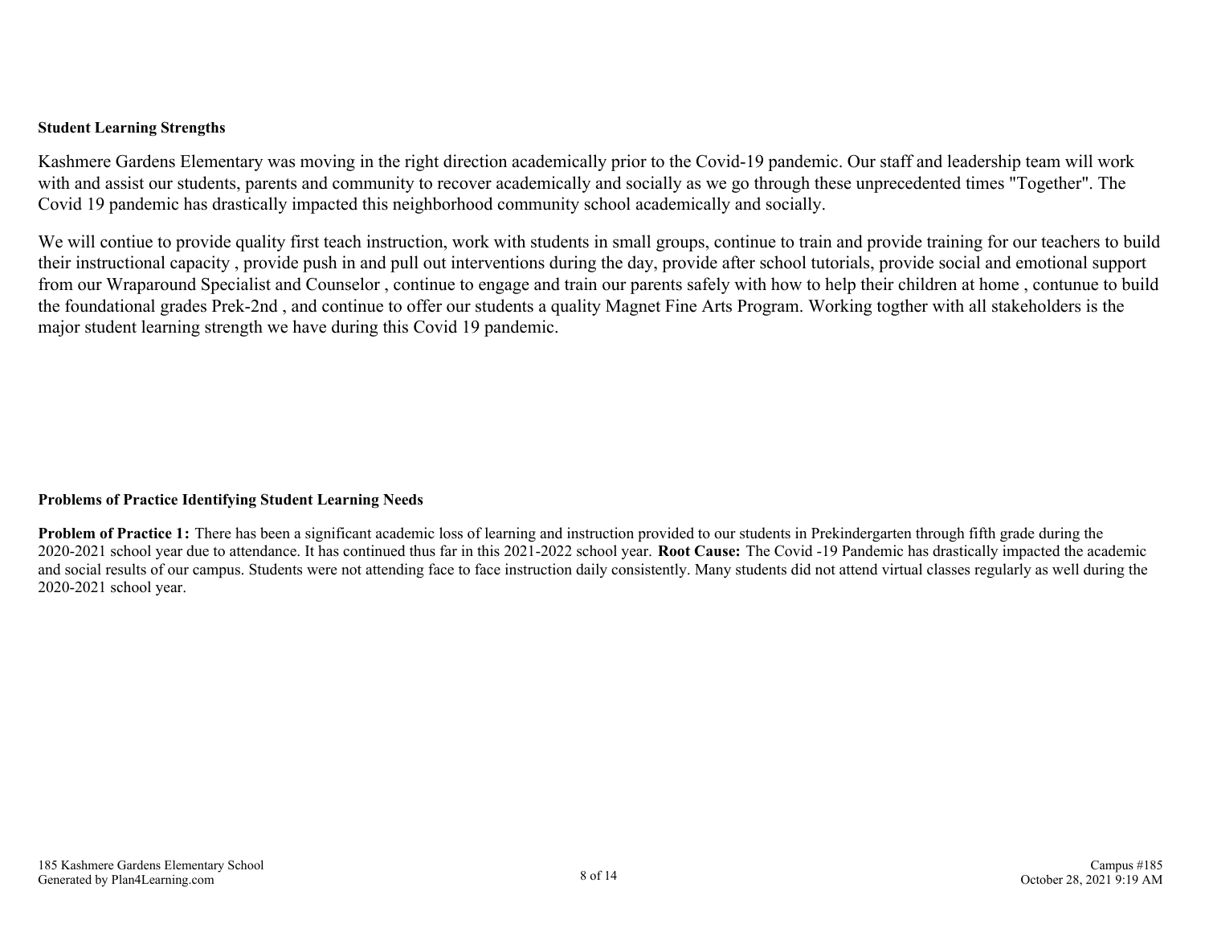**Student Learning Strengths**

Kashmere Gardens Elementary was moving in the right direction academically prior to the Covid-19 pandemic. Our staff and leadership team will work with and assist our students, parents and community to recover academically and socially as we go through these unprecedented times "Together". The Covid 19 pandemic has drastically impacted this neighborhood community school academically and socially.

We will contiue to provide quality first teach instruction, work with students in small groups, continue to train and provide training for our teachers to build their instructional capacity , provide push in and pull out interventions during the day, provide after school tutorials, provide social and emotional support from our Wraparound Specialist and Counselor , continue to engage and train our parents safely with how to help their children at home , contunue to build the foundational grades Prek-2nd , and continue to offer our students a quality Magnet Fine Arts Program. Working togther with all stakeholders is the major student learning strength we have during this Covid 19 pandemic.

**Problems of Practice Identifying Student Learning Needs**

**Problem of Practice 1:** There has been a significant academic loss of learning and instruction provided to our students in Prekindergarten through fifth grade during the 2020-2021 school year due to attendance. It has continued thus far in this 2021-2022 school year. **Root Cause:** The Covid -19 Pandemic has drastically impacted the academic and social results of our campus. Students were not attending face to face instruction daily consistently. Many students did not attend virtual classes regularly as well during the 2020-2021 school year.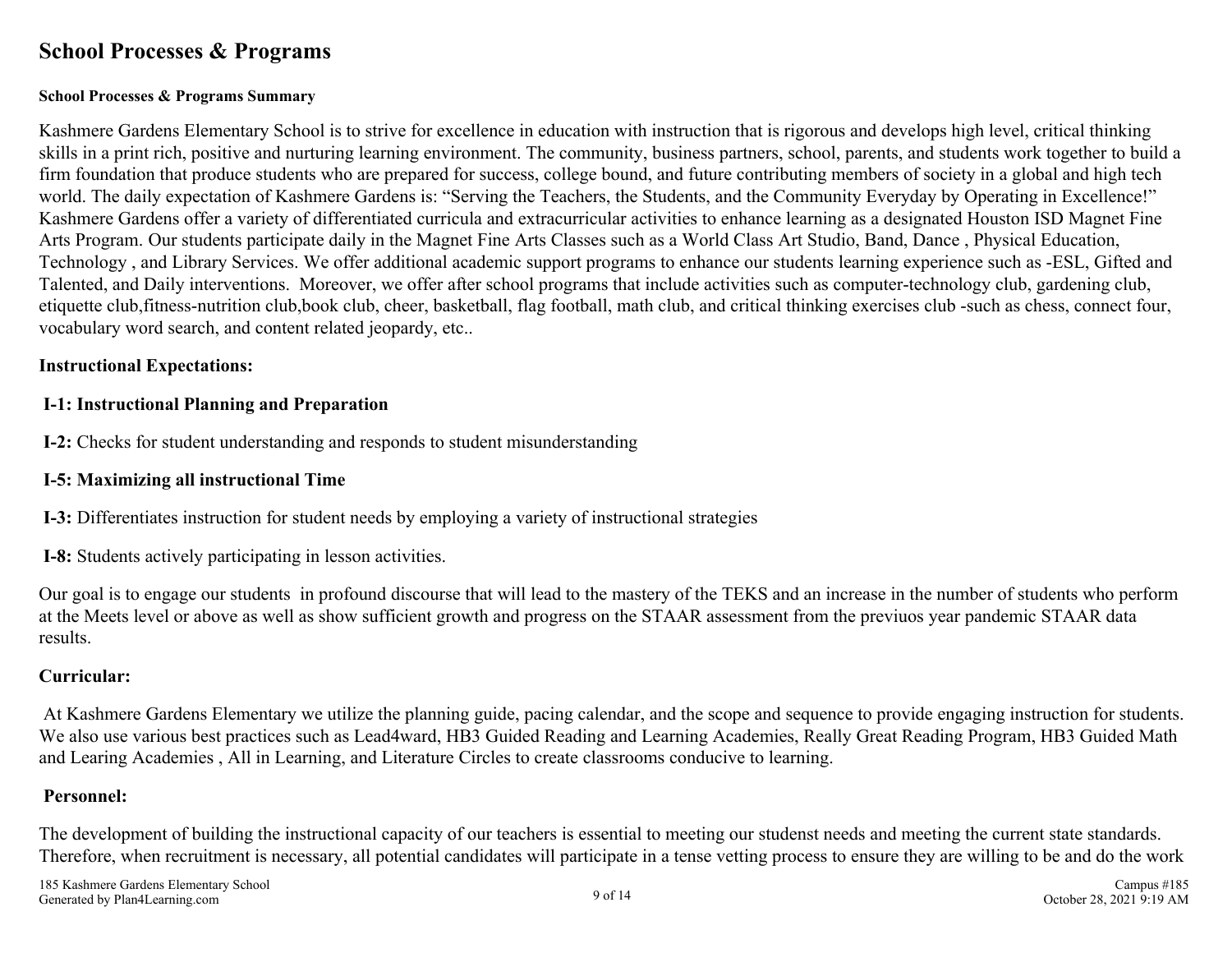# School Processes & Programs

#### School Processes & Programs Summary

Kashmere Gardens Elementary School is to strive for excellence in education with instruction that is rigorous and develops high level, critical thinking skills in a print rich, positive and nurturing learning environment. The community, business partners, school, parents, and students work together to build a firm foundation that produce students who are prepared for success, college bound, and future contributing members of society in a global and high tech world. The daily expectation of Kashmere Gardens is: "Serving the Teachers, the Students, and the Community Everyday by Operating in Excellence!" Kashmere Gardens offer a variety of differentiated curricula and extracurricular activities to enhance learning as a designated Houston ISD Magnet Fine Arts Program. Our students participate daily in the Magnet Fine Arts Classes such as a World Class Art Studio, Band, Dance , Physical Education, Technology , and Library Services. We offer additional academic support programs to enhance our students learning experience such as -ESL, Gifted and Talented, and Daily interventions. Moreover, we offer after school programs that include activities such as computer-technology club, gardening club, etiquette club,fitness-nutrition club,book club, cheer, basketball, flag football, math club, and critical thinking exercises club -such as chess, connect four, vocabulary word search, and content related jeopardy, etc..

**Instructional Expectations:**

**I-1: Instructional Planning and Preparation**

**I-2:** Checks for student understanding and responds to student misunderstanding

**I-5: Maximizing all instructional Time**

**I-3:** Differentiates instruction for student needs by employing a variety of instructional strategies

**I-8:** Students actively participating in lesson activities.

Our goal is to engage our students in profound discourse that will lead to the mastery of the TEKS and an increase in the number of students who perform at the Meets level or above as well as show sufficient growth and progress on the STAAR assessment from the previuos year pandemic STAAR data results.

**Curricular:**

At Kashmere Gardens Elementary we utilize the planning guide, pacing calendar, and the scope and sequence to provide engaging instruction for students. We also use various best practices such as Lead4ward, HB3 Guided Reading and Learning Academies, Really Great Reading Program, HB3 Guided Math and Learing Academies , All in Learning, and Literature Circles to create classrooms conducive to learning.

**Personnel:**

The development of building the instructional capacity of our teachers is essential to meeting our studenst needs and meeting the current state standards. Therefore, when recruitment is necessary, all potential candidates will participate in a tense vetting process to ensure they are willing to be and do the work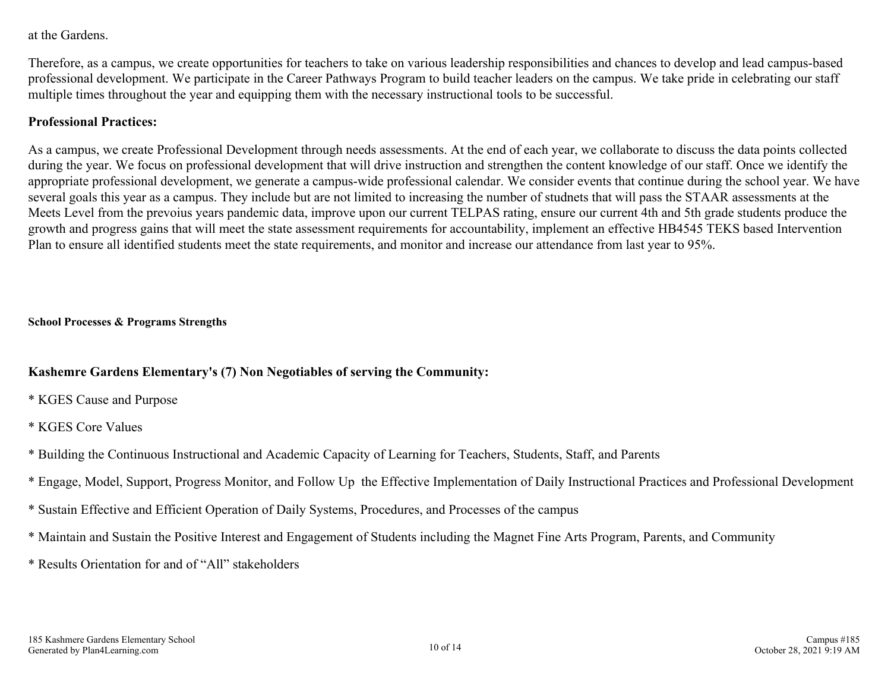at the Gardens.

Therefore, as a campus, we create opportunities for teachers to take on various leadership responsibilities and chances to develop and lead campus-based professional development. We participate in the Career Pathways Program to build teacher leaders on the campus. We take pride in celebrating our staff multiple times throughout the year and equipping them with the necessary instructional tools to be successful.

**Professional Practices:**

As a campus, we create Professional Development through needs assessments. At the end of each year, we collaborate to discuss the data points collected during the year. We focus on professional development that will drive instruction and strengthen the content knowledge of our staff. Once we identify the appropriate professional development, we generate a campus-wide professional calendar. We consider events that continue during the school year. We have several goals this year as a campus. They include but are not limited to increasing the number of studnets that will pass the STAAR assessments at the Meets Level from the prevoius years pandemic data, improve upon our current TELPAS rating, ensure our current 4th and 5th grade students produce the growth and progress gains that will meet the state assessment requirements for accountability, implement an effective HB4545 TEKS based Intervention Plan to ensure all identified students meet the state requirements, and monitor and increase our attendance from last year to 95%.

#### School Processes & Programs Strengths

**Kashemre Gardens Elementary's (7) Non Negotiables of serving the Community:**

* KGES Cause and Purpose

* KGES Core Values

* Building the Continuous Instructional and Academic Capacity of Learning for Teachers, Students, Staff, and Parents

* Engage, Model, Support, Progress Monitor, and Follow Up the Effective Implementation of Daily Instructional Practices and Professional Development

* Sustain Effective and Efficient Operation of Daily Systems, Procedures, and Processes of the campus

* Maintain and Sustain the Positive Interest and Engagement of Students including the Magnet Fine Arts Program, Parents, and Community

* Results Orientation for and of "All" stakeholders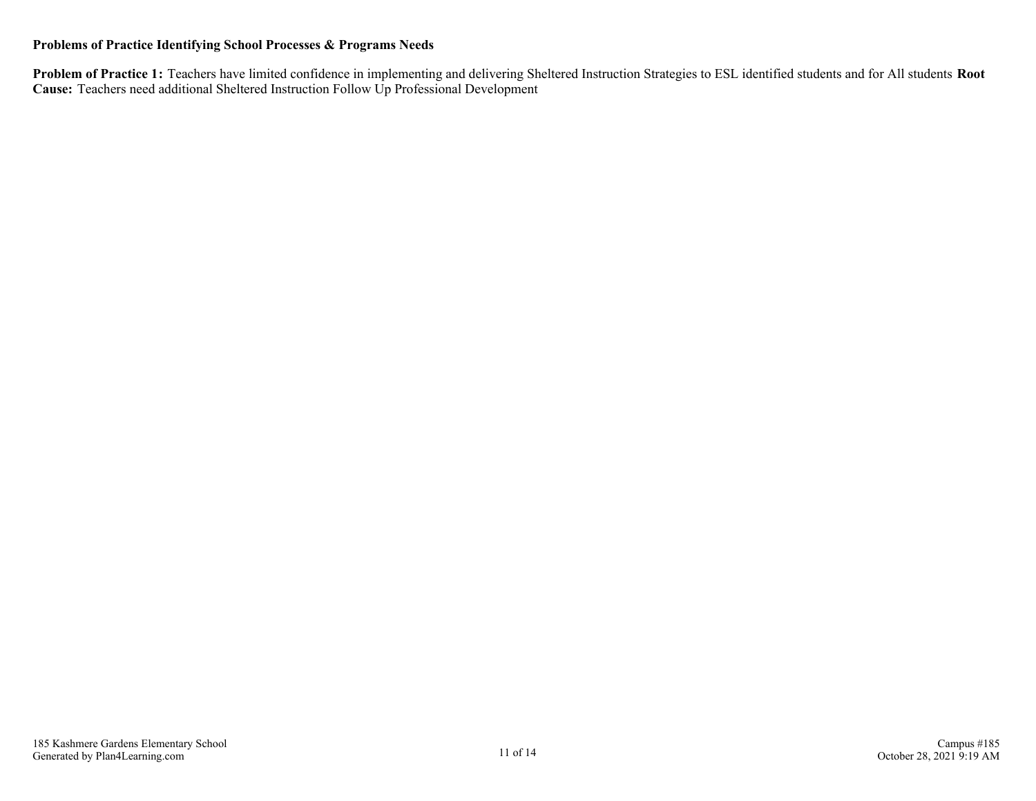**Problems of Practice Identifying School Processes & Programs Needs**

**Problem of Practice 1:** Teachers have limited confidence in implementing and delivering Sheltered Instruction Strategies to ESL identified students and for All students **Root Cause:** Teachers need additional Sheltered Instruction Follow Up Professional Development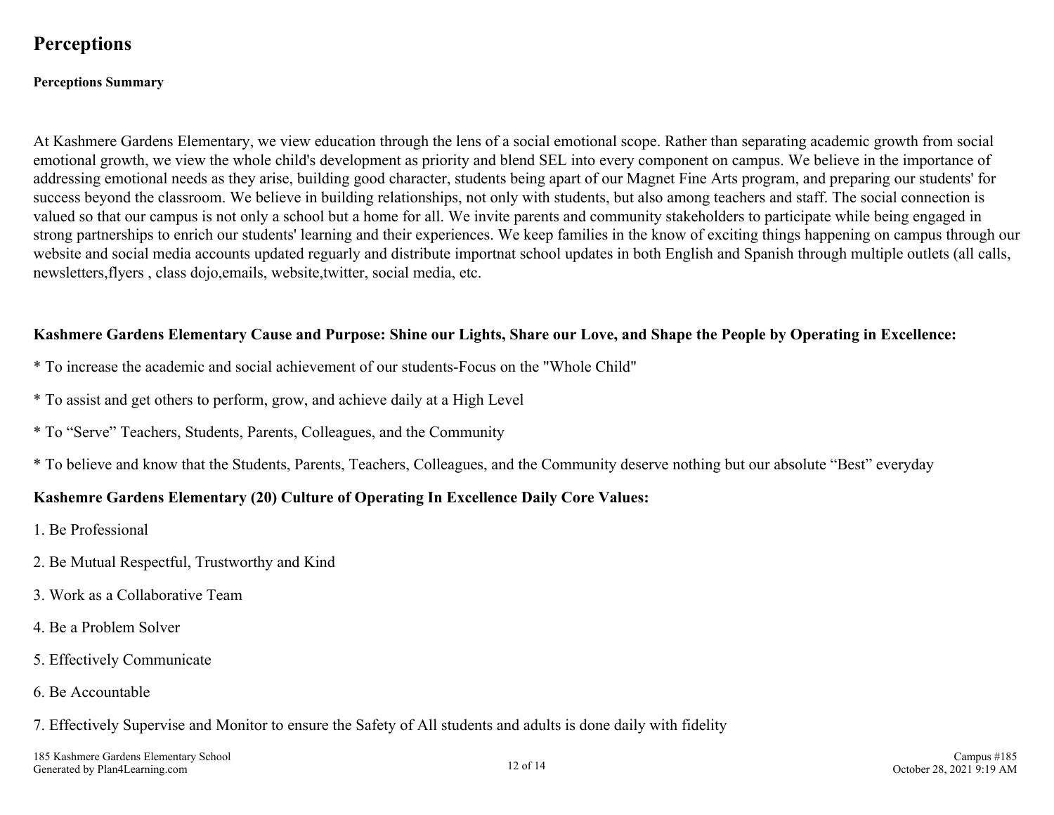# Perceptions

**Perceptions Summary**

At Kashmere Gardens Elementary, we view education through the lens of a social emotional scope. Rather than separating academic growth from social emotional growth, we view the whole child's development as priority and blend SEL into every component on campus. We believe in the importance of addressing emotional needs as they arise, building good character, students being apart of our Magnet Fine Arts program, and preparing our students' for success beyond the classroom. We believe in building relationships, not only with students, but also among teachers and staff. The social connection is valued so that our campus is not only a school but a home for all. We invite parents and community stakeholders to participate while being engaged in strong partnerships to enrich our students' learning and their experiences. We keep families in the know of exciting things happening on campus through our website and social media accounts updated reguarly and distribute importnat school updates in both English and Spanish through multiple outlets (all calls, newsletters,flyers , class dojo,emails, website,twitter, social media, etc.

**Kashmere Gardens Elementary Cause and Purpose: Shine our Lights, Share our Love, and Shape the People by Operating in Excellence:**

* To increase the academic and social achievement of our students-Focus on the "Whole Child"

* To assist and get others to perform, grow, and achieve daily at a High Level

* To “Serve” Teachers, Students, Parents, Colleagues, and the Community

* To believe and know that the Students, Parents, Teachers, Colleagues, and the Community deserve nothing but our absolute “Best” everyday

**Kashemre Gardens Elementary (20) Culture of Operating In Excellence Daily Core Values:**

1. Be Professional
2. Be Mutual Respectful, Trustworthy and Kind
3. Work as a Collaborative Team
4. Be a Problem Solver
5. Effectively Communicate
6. Be Accountable
7. Effectively Supervise and Monitor to ensure the Safety of All students and adults is done daily with fidelity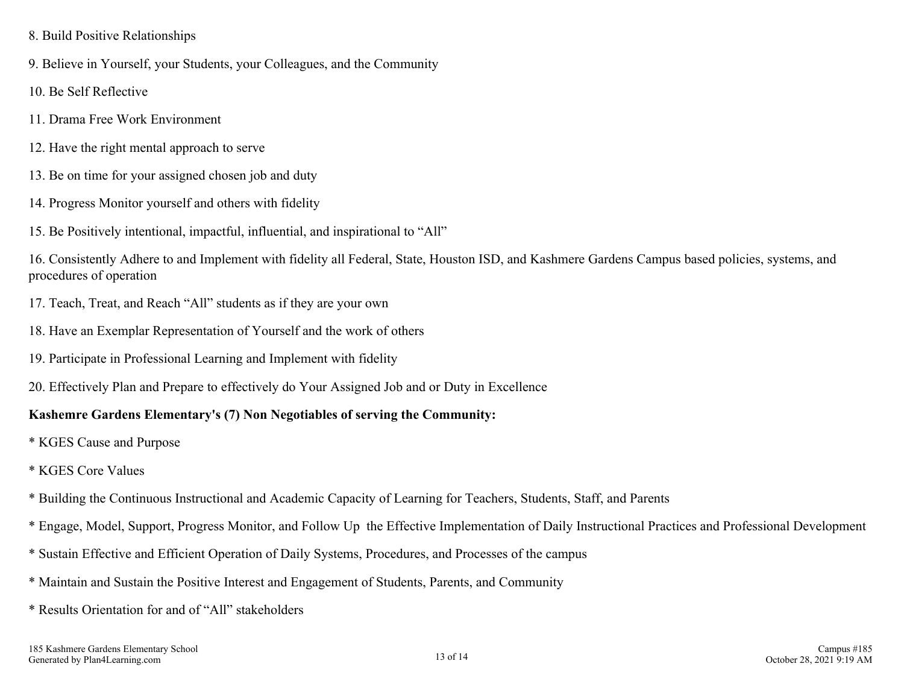8. Build Positive Relationships

9. Believe in Yourself, your Students, your Colleagues, and the Community

10. Be Self Reflective

11. Drama Free Work Environment

12. Have the right mental approach to serve

13. Be on time for your assigned chosen job and duty

14. Progress Monitor yourself and others with fidelity

15. Be Positively intentional, impactful, influential, and inspirational to “All”

16. Consistently Adhere to and Implement with fidelity all Federal, State, Houston ISD, and Kashmere Gardens Campus based policies, systems, and procedures of operation

17. Teach, Treat, and Reach “All” students as if they are your own

18. Have an Exemplar Representation of Yourself and the work of others

19. Participate in Professional Learning and Implement with fidelity

20. Effectively Plan and Prepare to effectively do Your Assigned Job and or Duty in Excellence

**Kashemre Gardens Elementary's (7) Non Negotiables of serving the Community:**

* KGES Cause and Purpose

* KGES Core Values

* Building the Continuous Instructional and Academic Capacity of Learning for Teachers, Students, Staff, and Parents

* Engage, Model, Support, Progress Monitor, and Follow Up the Effective Implementation of Daily Instructional Practices and Professional Development

* Sustain Effective and Efficient Operation of Daily Systems, Procedures, and Processes of the campus

* Maintain and Sustain the Positive Interest and Engagement of Students, Parents, and Community

* Results Orientation for and of “All” stakeholders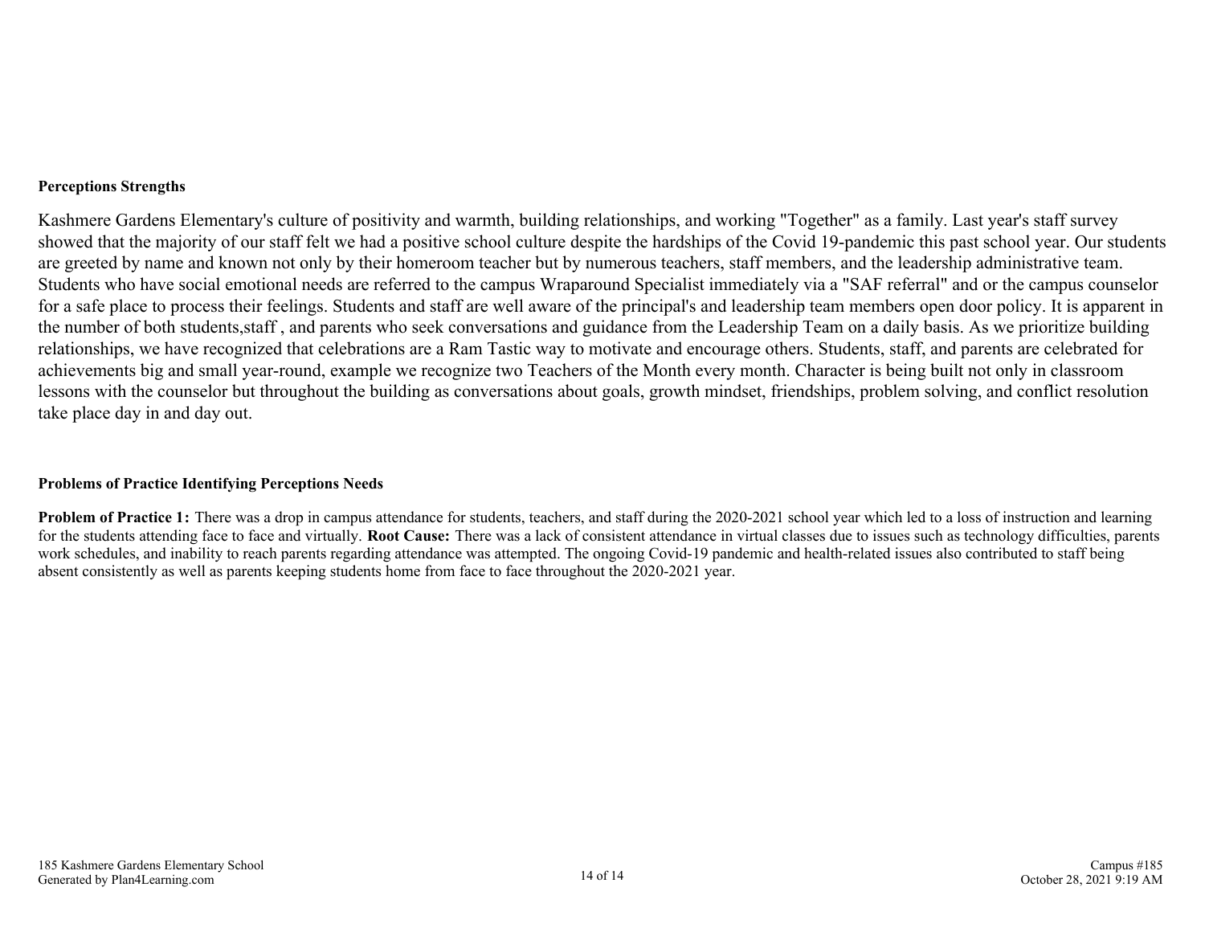**Perceptions Strengths**

Kashmere Gardens Elementary's culture of positivity and warmth, building relationships, and working "Together" as a family. Last year's staff survey showed that the majority of our staff felt we had a positive school culture despite the hardships of the Covid 19-pandemic this past school year. Our students are greeted by name and known not only by their homeroom teacher but by numerous teachers, staff members, and the leadership administrative team. Students who have social emotional needs are referred to the campus Wraparound Specialist immediately via a "SAF referral" and or the campus counselor for a safe place to process their feelings. Students and staff are well aware of the principal's and leadership team members open door policy. It is apparent in the number of both students,staff , and parents who seek conversations and guidance from the Leadership Team on a daily basis. As we prioritize building relationships, we have recognized that celebrations are a Ram Tastic way to motivate and encourage others. Students, staff, and parents are celebrated for achievements big and small year-round, example we recognize two Teachers of the Month every month. Character is being built not only in classroom lessons with the counselor but throughout the building as conversations about goals, growth mindset, friendships, problem solving, and conflict resolution take place day in and day out.

**Problems of Practice Identifying Perceptions Needs**

**Problem of Practice 1:** There was a drop in campus attendance for students, teachers, and staff during the 2020-2021 school year which led to a loss of instruction and learning for the students attending face to face and virtually. **Root Cause:** There was a lack of consistent attendance in virtual classes due to issues such as technology difficulties, parents work schedules, and inability to reach parents regarding attendance was attempted. The ongoing Covid-19 pandemic and health-related issues also contributed to staff being absent consistently as well as parents keeping students home from face to face throughout the 2020-2021 year.